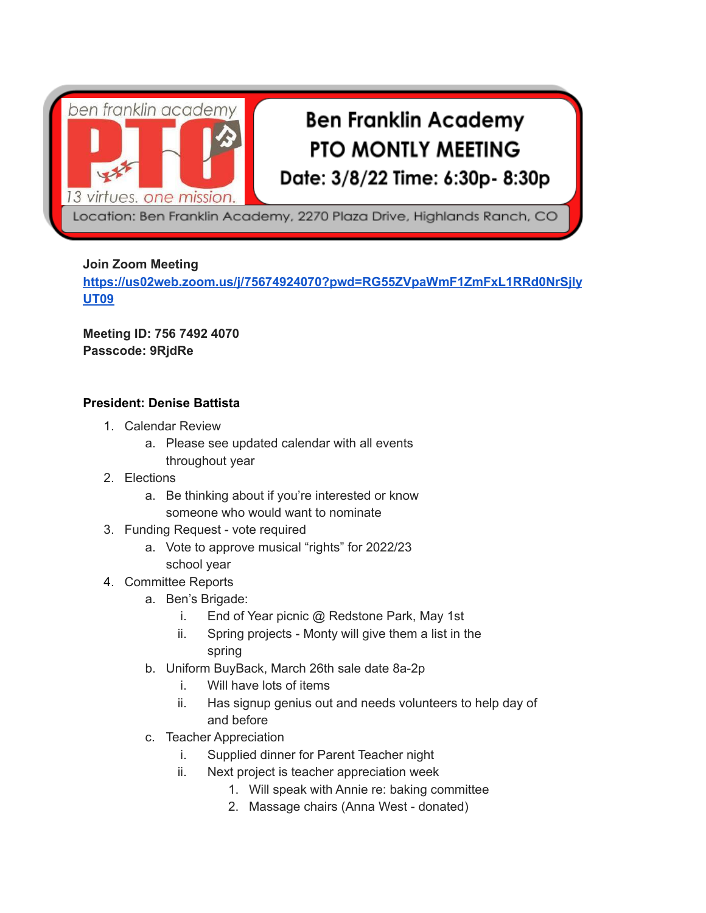ben franklin academy

PTO

13 virtues. one mission.

# Ben Franklin Academy PTO MONTLY MEETING

**Date: 3/8/22 Time: 6:30p- 8:30p**

Location: Ben Franklin Academy, 2270 Plaza Drive, Highlands Ranch, CO

**Join Zoom Meeting**
**https://us02web.zoom.us/j/75674924070?pwd=RG55ZVpaWmF1ZmFxL1RRd0NrSjlyUT09**

**Meeting ID: 756 7492 4070**
**Passcode: 9RjdRe**

**President: Denise Battista**

1. Calendar Review
   a. Please see updated calendar with all events throughout year
2. Elections
   a. Be thinking about if you're interested or know someone who would want to nominate
3. Funding Request - vote required
   a. Vote to approve musical "rights" for 2022/23 school year
4. Committee Reports
   a. Ben's Brigade:
      i. End of Year picnic @ Redstone Park, May 1st
      ii. Spring projects - Monty will give them a list in the spring
   b. Uniform BuyBack, March 26th sale date 8a-2p
      i. Will have lots of items
      ii. Has signup genius out and needs volunteers to help day of and before
   c. Teacher Appreciation
      i. Supplied dinner for Parent Teacher night
      ii. Next project is teacher appreciation week
         1. Will speak with Annie re: baking committee
         2. Massage chairs (Anna West - donated)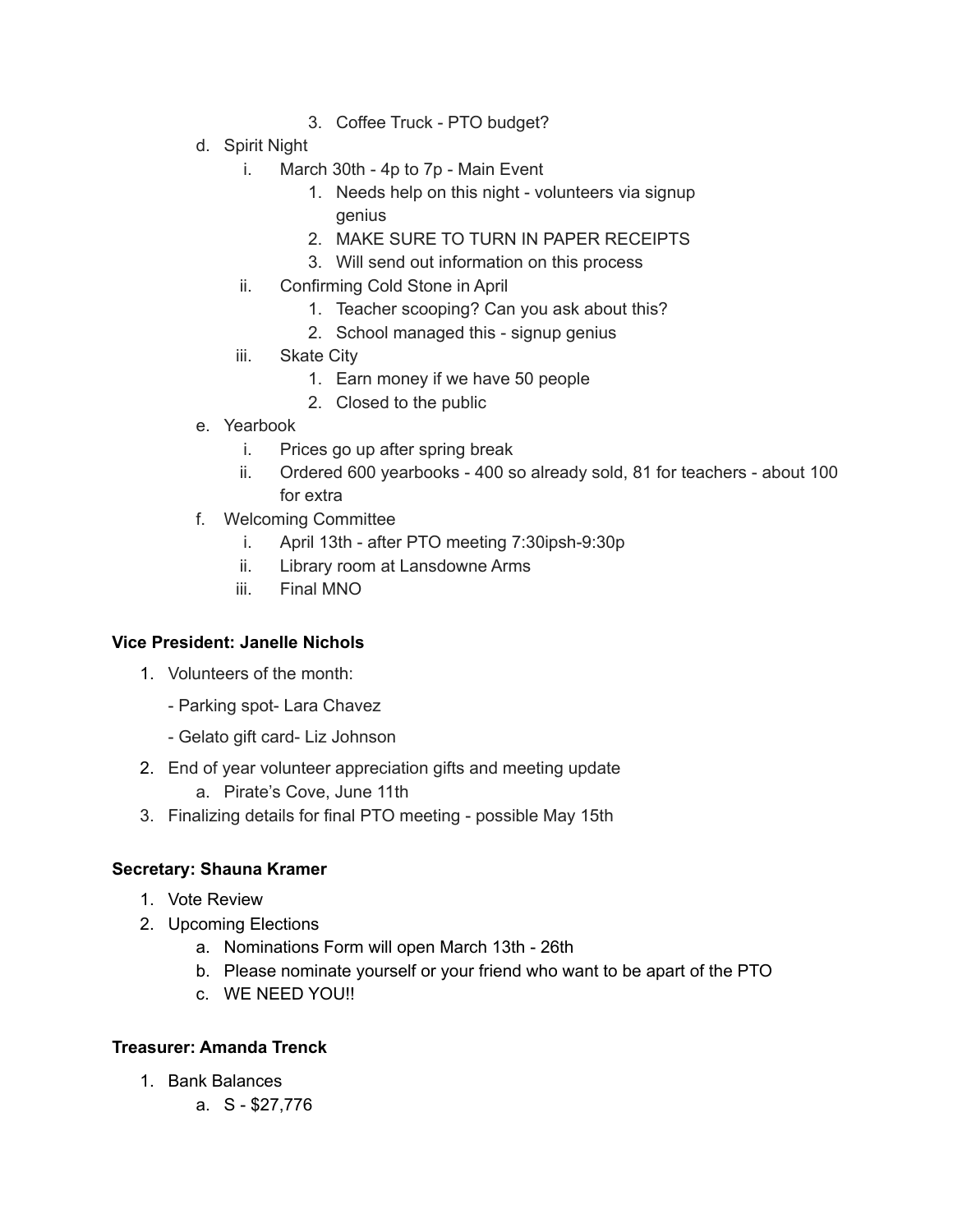3. Coffee Truck - PTO budget?
    d. Spirit Night
        i. March 30th - 4p to 7p - Main Event
            1. Needs help on this night - volunteers via signup genius
            2. MAKE SURE TO TURN IN PAPER RECEIPTS
            3. Will send out information on this process
        ii. Confirming Cold Stone in April
            1. Teacher scooping? Can you ask about this?
            2. School managed this - signup genius
        iii. Skate City
            1. Earn money if we have 50 people
            2. Closed to the public
    e. Yearbook
        i. Prices go up after spring break
        ii. Ordered 600 yearbooks - 400 so already sold, 81 for teachers - about 100 for extra
    f. Welcoming Committee
        i. April 13th - after PTO meeting 7:30ipsh-9:30p
        ii. Library room at Lansdowne Arms
        iii. Final MNO

**Vice President: Janelle Nichols**

1. Volunteers of the month:

   - Parking spot- Lara Chavez

   - Gelato gift card- Liz Johnson

2. End of year volunteer appreciation gifts and meeting update
    a. Pirate's Cove, June 11th
3. Finalizing details for final PTO meeting - possible May 15th

**Secretary: Shauna Kramer**

1. Vote Review
2. Upcoming Elections
    a. Nominations Form will open March 13th - 26th
    b. Please nominate yourself or your friend who want to be apart of the PTO
    c. WE NEED YOU!!

**Treasurer: Amanda Trenck**

1. Bank Balances
    a. S - $27,776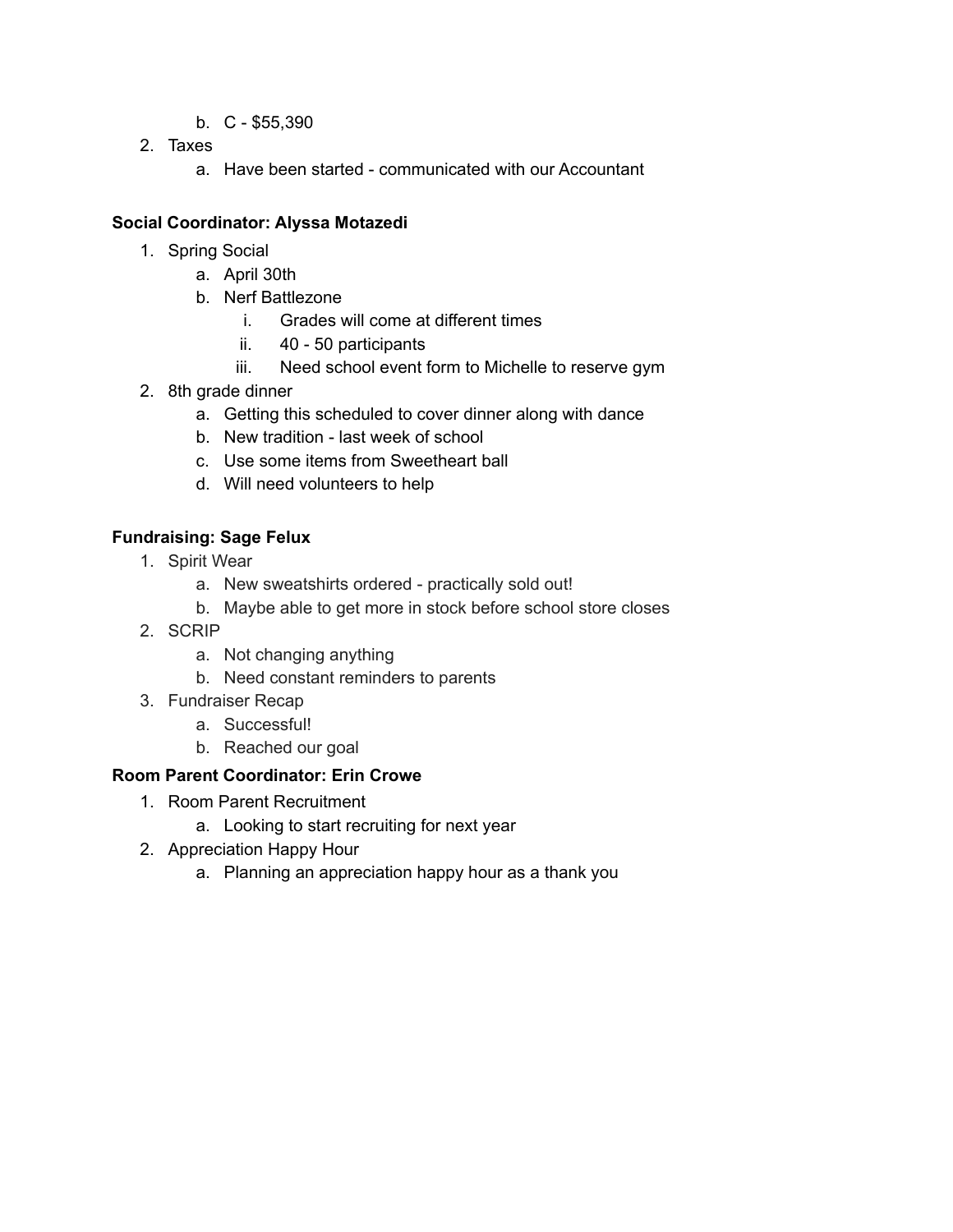b. C - $55,390
2. Taxes
   a. Have been started - communicated with our Accountant

**Social Coordinator: Alyssa Motazedi**

1. Spring Social
   a. April 30th
   b. Nerf Battlezone
      i. Grades will come at different times
      ii. 40 - 50 participants
      iii. Need school event form to Michelle to reserve gym
2. 8th grade dinner
   a. Getting this scheduled to cover dinner along with dance
   b. New tradition - last week of school
   c. Use some items from Sweetheart ball
   d. Will need volunteers to help

**Fundraising: Sage Felux**

1. Spirit Wear
   a. New sweatshirts ordered - practically sold out!
   b. Maybe able to get more in stock before school store closes
2. SCRIP
   a. Not changing anything
   b. Need constant reminders to parents
3. Fundraiser Recap
   a. Successful!
   b. Reached our goal

**Room Parent Coordinator: Erin Crowe**

1. Room Parent Recruitment
   a. Looking to start recruiting for next year
2. Appreciation Happy Hour
   a. Planning an appreciation happy hour as a thank you